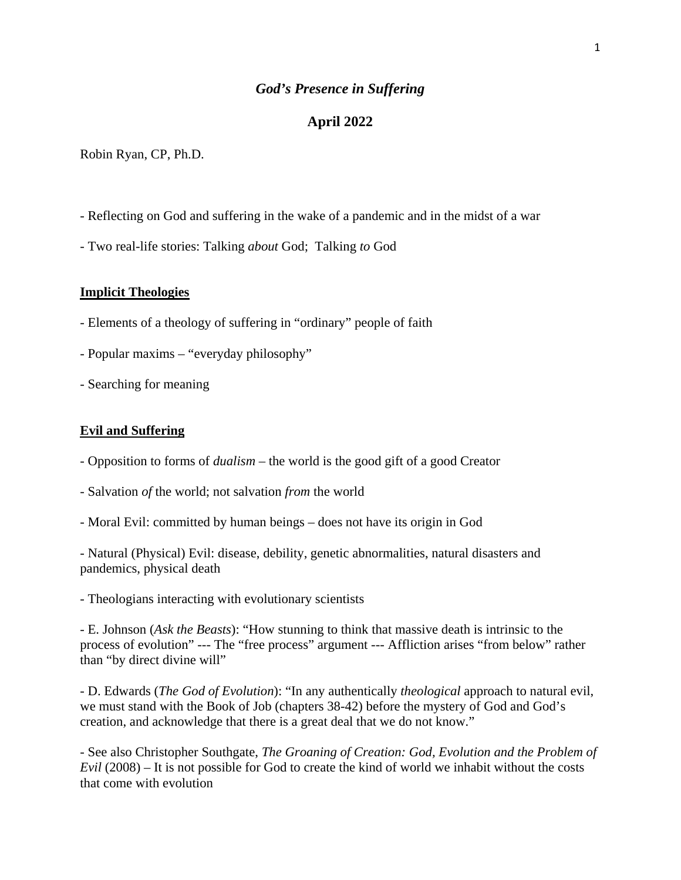# *God's Presence in Suffering*

## April 2022

Robin Ryan, CP, Ph.D.

- Reflecting on God and suffering in the wake of a pandemic and in the midst of a war

- Two real-life stories: Talking *about* God; Talking *to* God

### Implicit Theologies

- Elements of a theology of suffering in "ordinary" people of faith

- Popular maxims – "everyday philosophy"

- Searching for meaning

### Evil and Suffering

- Opposition to forms of *dualism* – the world is the good gift of a good Creator

- Salvation *of* the world; not salvation *from* the world

- Moral Evil: committed by human beings – does not have its origin in God

- Natural (Physical) Evil: disease, debility, genetic abnormalities, natural disasters and pandemics, physical death

- Theologians interacting with evolutionary scientists

- E. Johnson (*Ask the Beasts*): "How stunning to think that massive death is intrinsic to the process of evolution" --- The "free process" argument --- Affliction arises "from below" rather than "by direct divine will"

- D. Edwards (*The God of Evolution*): "In any authentically *theological* approach to natural evil, we must stand with the Book of Job (chapters 38-42) before the mystery of God and God's creation, and acknowledge that there is a great deal that we do not know."

- See also Christopher Southgate, *The Groaning of Creation: God, Evolution and the Problem of Evil* (2008) – It is not possible for God to create the kind of world we inhabit without the costs that come with evolution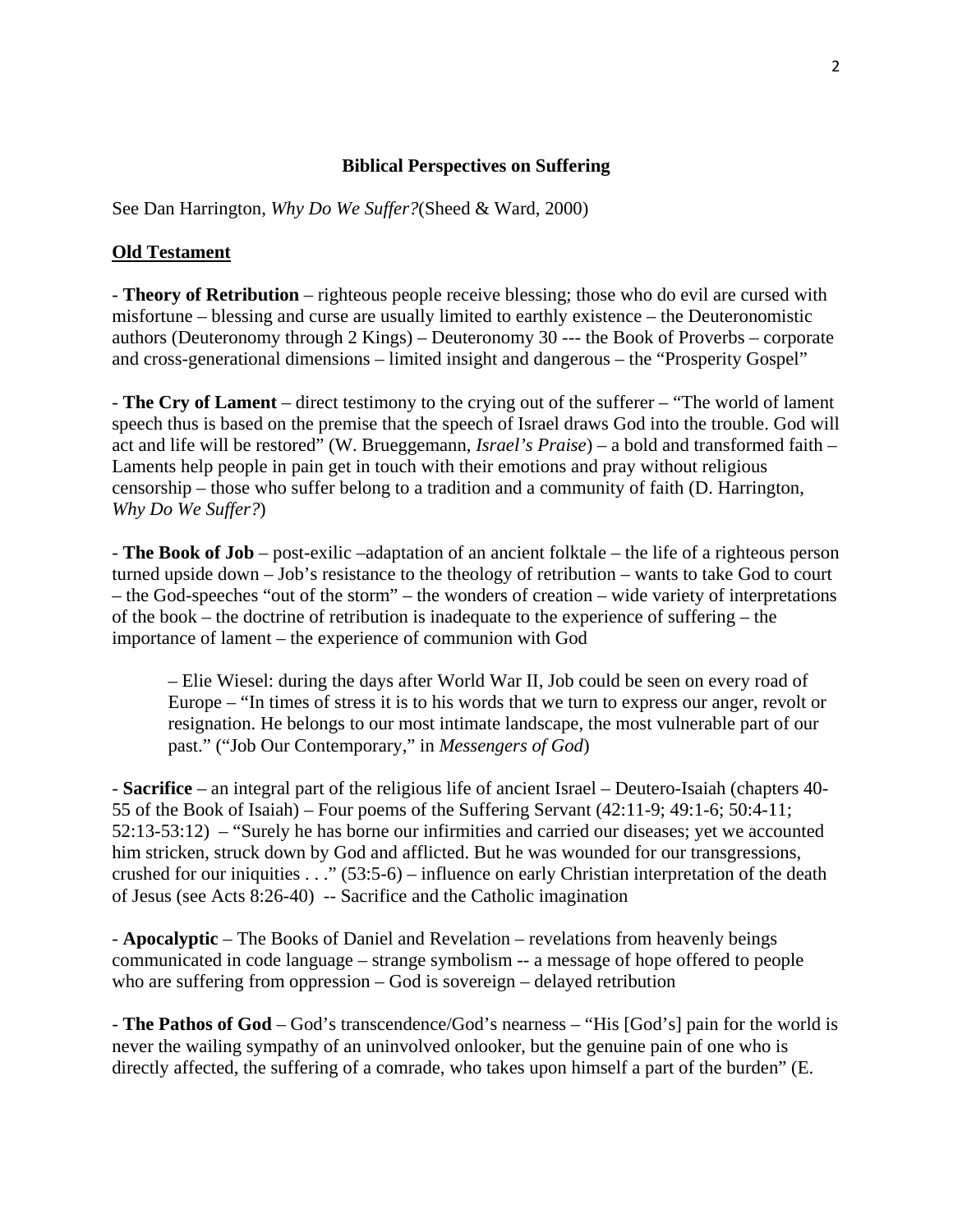## Biblical Perspectives on Suffering

See Dan Harrington, *Why Do We Suffer?*(Sheed & Ward, 2000)

**Old Testament**

- **Theory of Retribution** – righteous people receive blessing; those who do evil are cursed with misfortune – blessing and curse are usually limited to earthly existence – the Deuteronomistic authors (Deuteronomy through 2 Kings) – Deuteronomy 30 --- the Book of Proverbs – corporate and cross-generational dimensions – limited insight and dangerous – the "Prosperity Gospel"

- **The Cry of Lament** – direct testimony to the crying out of the sufferer – "The world of lament speech thus is based on the premise that the speech of Israel draws God into the trouble. God will act and life will be restored" (W. Brueggemann, *Israel's Praise*) – a bold and transformed faith – Laments help people in pain get in touch with their emotions and pray without religious censorship – those who suffer belong to a tradition and a community of faith (D. Harrington, *Why Do We Suffer?*)

- **The Book of Job** – post-exilic –adaptation of an ancient folktale – the life of a righteous person turned upside down – Job's resistance to the theology of retribution – wants to take God to court – the God-speeches "out of the storm" – the wonders of creation – wide variety of interpretations of the book – the doctrine of retribution is inadequate to the experience of suffering – the importance of lament – the experience of communion with God

> – Elie Wiesel: during the days after World War II, Job could be seen on every road of Europe – "In times of stress it is to his words that we turn to express our anger, revolt or resignation. He belongs to our most intimate landscape, the most vulnerable part of our past." ("Job Our Contemporary," in *Messengers of God*)

- **Sacrifice** – an integral part of the religious life of ancient Israel – Deutero-Isaiah (chapters 40-55 of the Book of Isaiah) – Four poems of the Suffering Servant (42:11-9; 49:1-6; 50:4-11; 52:13-53:12) – "Surely he has borne our infirmities and carried our diseases; yet we accounted him stricken, struck down by God and afflicted. But he was wounded for our transgressions, crushed for our iniquities . . ." (53:5-6) – influence on early Christian interpretation of the death of Jesus (see Acts 8:26-40) -- Sacrifice and the Catholic imagination

- **Apocalyptic** – The Books of Daniel and Revelation – revelations from heavenly beings communicated in code language – strange symbolism -- a message of hope offered to people who are suffering from oppression – God is sovereign – delayed retribution

- **The Pathos of God** – God's transcendence/God's nearness – "His [God's] pain for the world is never the wailing sympathy of an uninvolved onlooker, but the genuine pain of one who is directly affected, the suffering of a comrade, who takes upon himself a part of the burden" (E.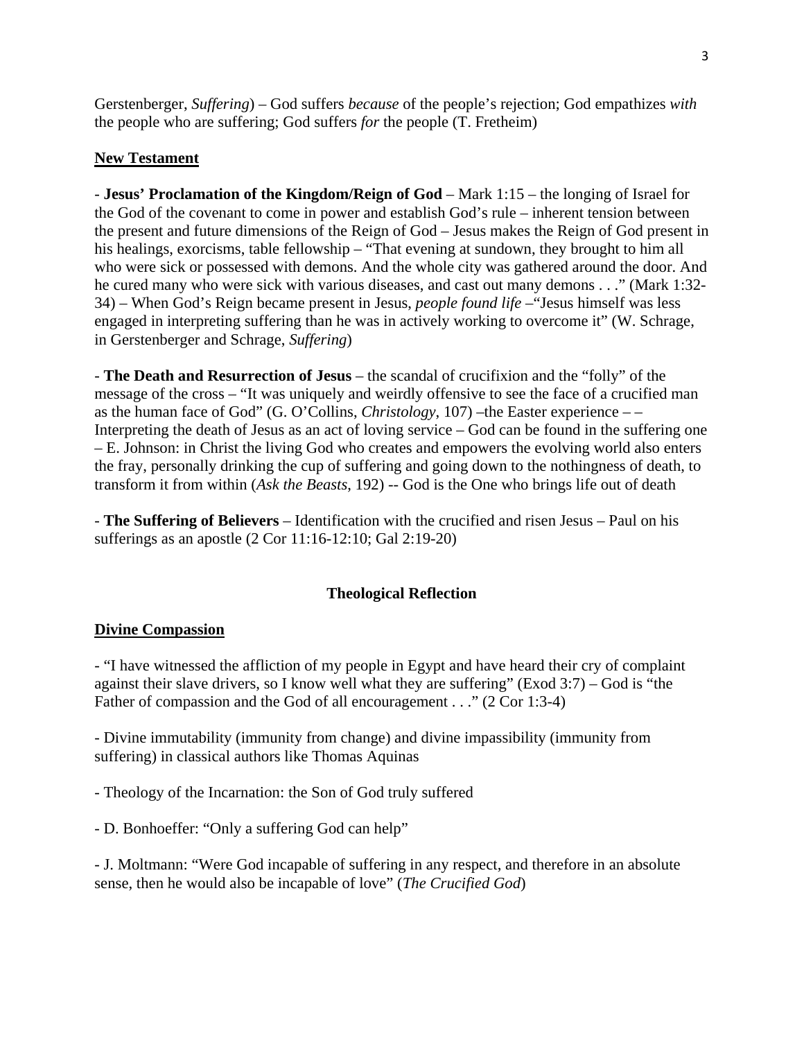Gerstenberger, *Suffering*) – God suffers *because* of the people's rejection; God empathizes *with* the people who are suffering; God suffers *for* the people (T. Fretheim)

## New Testament

- **Jesus' Proclamation of the Kingdom/Reign of God** – Mark 1:15 – the longing of Israel for the God of the covenant to come in power and establish God's rule – inherent tension between the present and future dimensions of the Reign of God – Jesus makes the Reign of God present in his healings, exorcisms, table fellowship – "That evening at sundown, they brought to him all who were sick or possessed with demons. And the whole city was gathered around the door. And he cured many who were sick with various diseases, and cast out many demons . . ." (Mark 1:32-34) – When God's Reign became present in Jesus, *people found life* –"Jesus himself was less engaged in interpreting suffering than he was in actively working to overcome it" (W. Schrage, in Gerstenberger and Schrage, *Suffering*)

- **The Death and Resurrection of Jesus** – the scandal of crucifixion and the "folly" of the message of the cross – "It was uniquely and weirdly offensive to see the face of a crucified man as the human face of God" (G. O'Collins, *Christology*, 107) –the Easter experience – – Interpreting the death of Jesus as an act of loving service – God can be found in the suffering one – E. Johnson: in Christ the living God who creates and empowers the evolving world also enters the fray, personally drinking the cup of suffering and going down to the nothingness of death, to transform it from within (*Ask the Beasts*, 192) -- God is the One who brings life out of death

- **The Suffering of Believers** – Identification with the crucified and risen Jesus – Paul on his sufferings as an apostle (2 Cor 11:16-12:10; Gal 2:19-20)

# Theological Reflection

## Divine Compassion

- "I have witnessed the affliction of my people in Egypt and have heard their cry of complaint against their slave drivers, so I know well what they are suffering" (Exod 3:7) – God is "the Father of compassion and the God of all encouragement . . ." (2 Cor 1:3-4)

- Divine immutability (immunity from change) and divine impassibility (immunity from suffering) in classical authors like Thomas Aquinas

- Theology of the Incarnation: the Son of God truly suffered

- D. Bonhoeffer: "Only a suffering God can help"

- J. Moltmann: "Were God incapable of suffering in any respect, and therefore in an absolute sense, then he would also be incapable of love" (*The Crucified God*)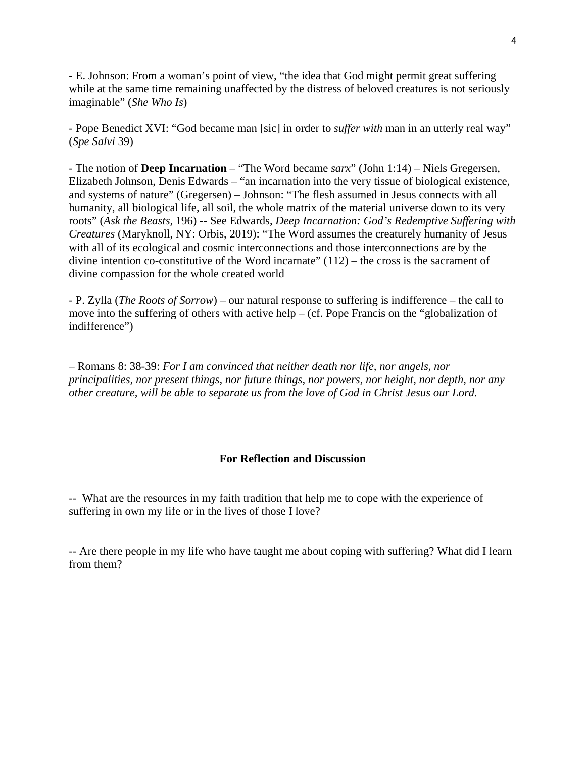- E. Johnson: From a woman's point of view, "the idea that God might permit great suffering while at the same time remaining unaffected by the distress of beloved creatures is not seriously imaginable" (*She Who Is*)

- Pope Benedict XVI: "God became man [sic] in order to *suffer with* man in an utterly real way" (*Spe Salvi* 39)

- The notion of **Deep Incarnation** – "The Word became *sarx*" (John 1:14) – Niels Gregersen, Elizabeth Johnson, Denis Edwards – "an incarnation into the very tissue of biological existence, and systems of nature" (Gregersen) – Johnson: "The flesh assumed in Jesus connects with all humanity, all biological life, all soil, the whole matrix of the material universe down to its very roots" (*Ask the Beasts,* 196) -- See Edwards, *Deep Incarnation: God's Redemptive Suffering with Creatures* (Maryknoll, NY: Orbis, 2019): "The Word assumes the creaturely humanity of Jesus with all of its ecological and cosmic interconnections and those interconnections are by the divine intention co-constitutive of the Word incarnate" (112) – the cross is the sacrament of divine compassion for the whole created world

- P. Zylla (*The Roots of Sorrow*) – our natural response to suffering is indifference – the call to move into the suffering of others with active help – (cf. Pope Francis on the "globalization of indifference")

– Romans 8: 38-39: *For I am convinced that neither death nor life, nor angels, nor principalities, nor present things, nor future things, nor powers, nor height, nor depth, nor any other creature, will be able to separate us from the love of God in Christ Jesus our Lord.*

**For Reflection and Discussion**

-- What are the resources in my faith tradition that help me to cope with the experience of suffering in own my life or in the lives of those I love?

-- Are there people in my life who have taught me about coping with suffering? What did I learn from them?